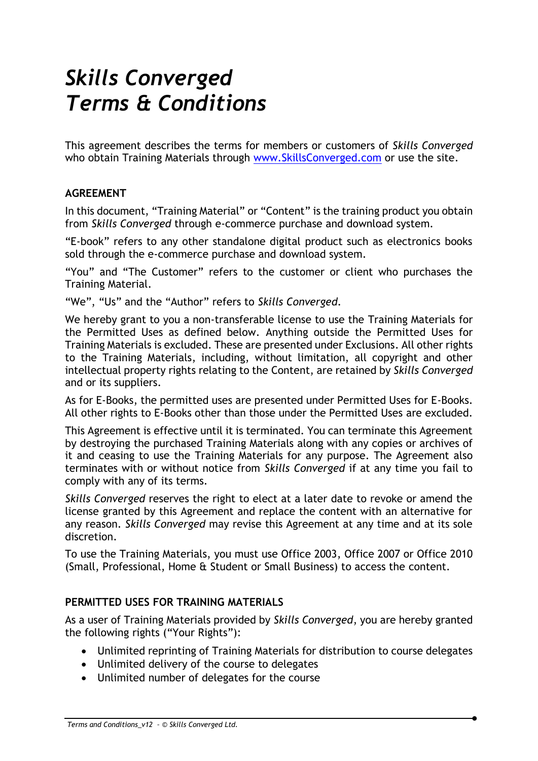# *Skills Converged Terms & Conditions*

This agreement describes the terms for members or customers of *Skills Converged* who obtain Training Materials through [www.SkillsConverged.com](http://www.SkillsConverged.com) or use the site.

**AGREEMENT**

In this document, “Training Material” or “Content” is the training product you obtain from *Skills Converged* through e-commerce purchase and download system.

“E-book” refers to any other standalone digital product such as electronics books sold through the e-commerce purchase and download system.

“You” and “The Customer” refers to the customer or client who purchases the Training Material.

“We”, “Us” and the “Author” refers to *Skills Converged*.

We hereby grant to you a non-transferable license to use the Training Materials for the Permitted Uses as defined below. Anything outside the Permitted Uses for Training Materials is excluded. These are presented under Exclusions. All other rights to the Training Materials, including, without limitation, all copyright and other intellectual property rights relating to the Content, are retained by *Skills Converged* and or its suppliers.

As for E-Books, the permitted uses are presented under Permitted Uses for E-Books. All other rights to E-Books other than those under the Permitted Uses are excluded.

This Agreement is effective until it is terminated. You can terminate this Agreement by destroying the purchased Training Materials along with any copies or archives of it and ceasing to use the Training Materials for any purpose. The Agreement also terminates with or without notice from *Skills Converged* if at any time you fail to comply with any of its terms.

*Skills Converged* reserves the right to elect at a later date to revoke or amend the license granted by this Agreement and replace the content with an alternative for any reason. *Skills Converged* may revise this Agreement at any time and at its sole discretion.

To use the Training Materials, you must use Office 2003, Office 2007 or Office 2010 (Small, Professional, Home & Student or Small Business) to access the content.

**PERMITTED USES FOR TRAINING MATERIALS**

As a user of Training Materials provided by *Skills Converged*, you are hereby granted the following rights (“Your Rights”):

- Unlimited reprinting of Training Materials for distribution to course delegates
- Unlimited delivery of the course to delegates
- Unlimited number of delegates for the course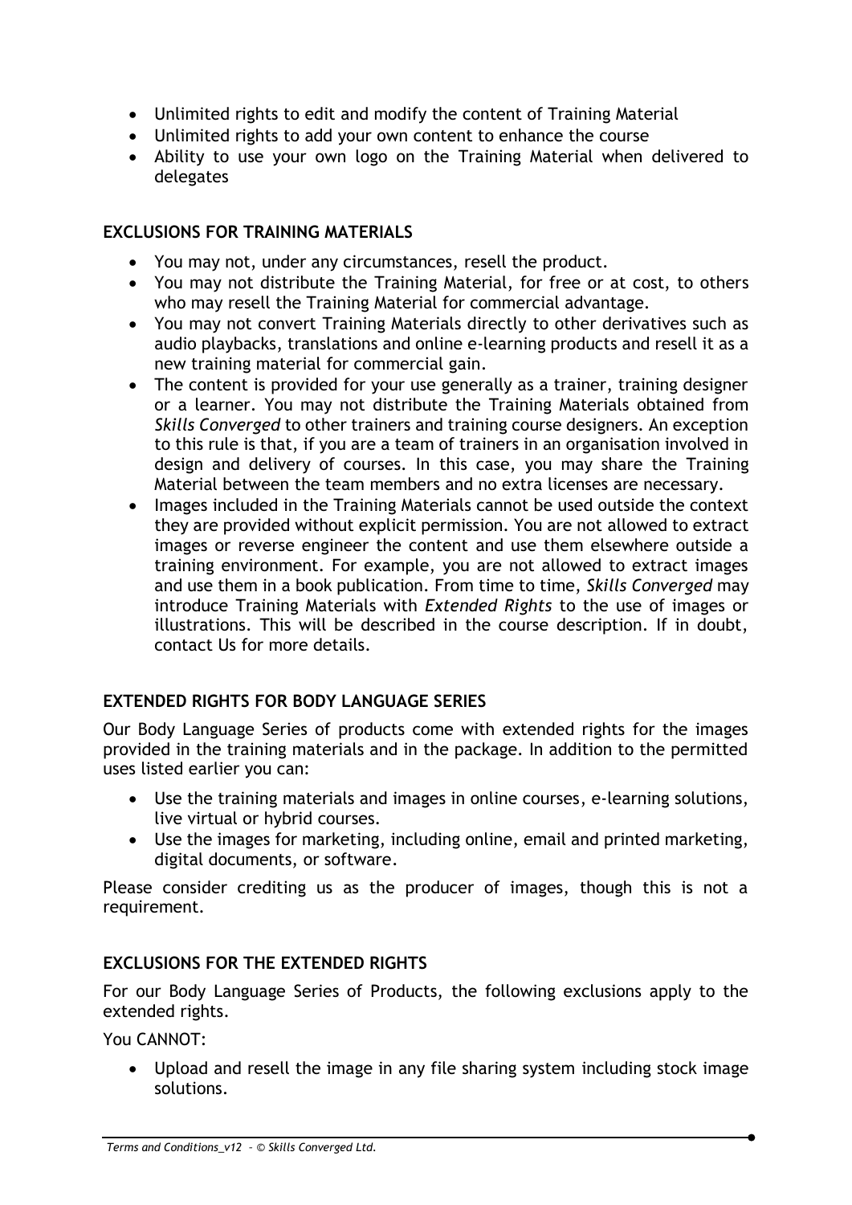- Unlimited rights to edit and modify the content of Training Material
- Unlimited rights to add your own content to enhance the course
- Ability to use your own logo on the Training Material when delivered to delegates

### EXCLUSIONS FOR TRAINING MATERIALS

- You may not, under any circumstances, resell the product.
- You may not distribute the Training Material, for free or at cost, to others who may resell the Training Material for commercial advantage.
- You may not convert Training Materials directly to other derivatives such as audio playbacks, translations and online e-learning products and resell it as a new training material for commercial gain.
- The content is provided for your use generally as a trainer, training designer or a learner. You may not distribute the Training Materials obtained from *Skills Converged* to other trainers and training course designers. An exception to this rule is that, if you are a team of trainers in an organisation involved in design and delivery of courses. In this case, you may share the Training Material between the team members and no extra licenses are necessary.
- Images included in the Training Materials cannot be used outside the context they are provided without explicit permission. You are not allowed to extract images or reverse engineer the content and use them elsewhere outside a training environment. For example, you are not allowed to extract images and use them in a book publication. From time to time, *Skills Converged* may introduce Training Materials with *Extended Rights* to the use of images or illustrations. This will be described in the course description. If in doubt, contact Us for more details.

### EXTENDED RIGHTS FOR BODY LANGUAGE SERIES

Our Body Language Series of products come with extended rights for the images provided in the training materials and in the package. In addition to the permitted uses listed earlier you can:

- Use the training materials and images in online courses, e-learning solutions, live virtual or hybrid courses.
- Use the images for marketing, including online, email and printed marketing, digital documents, or software.

Please consider crediting us as the producer of images, though this is not a requirement.

### EXCLUSIONS FOR THE EXTENDED RIGHTS

For our Body Language Series of Products, the following exclusions apply to the extended rights.

You CANNOT:

- Upload and resell the image in any file sharing system including stock image solutions.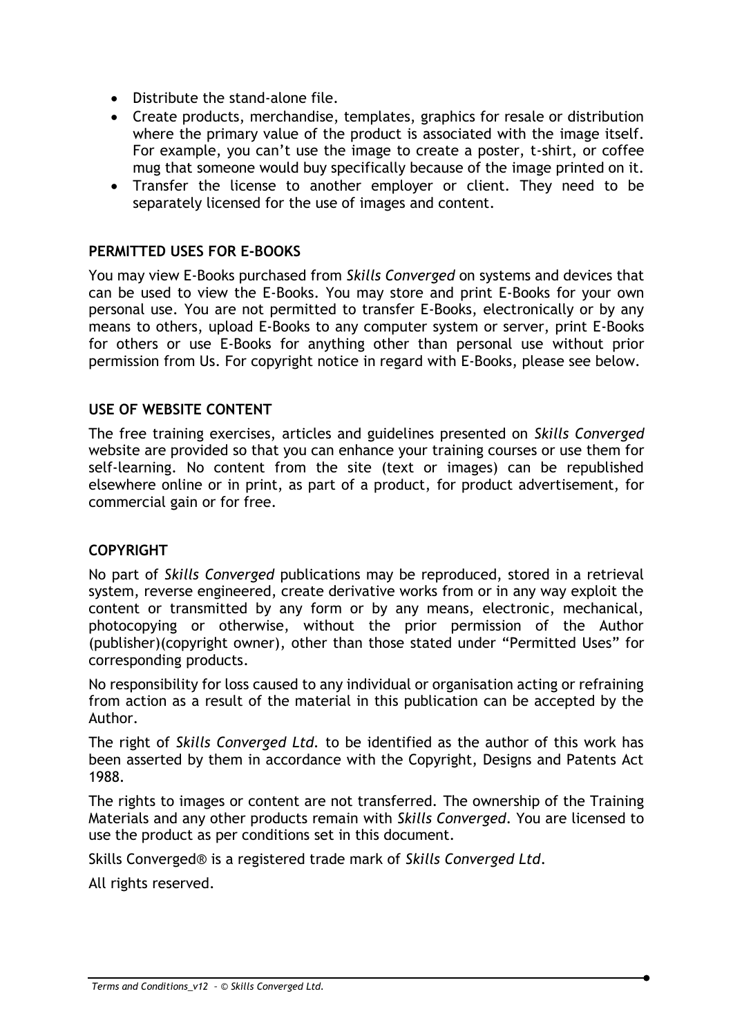- Distribute the stand-alone file.
- Create products, merchandise, templates, graphics for resale or distribution where the primary value of the product is associated with the image itself. For example, you can't use the image to create a poster, t-shirt, or coffee mug that someone would buy specifically because of the image printed on it.
- Transfer the license to another employer or client. They need to be separately licensed for the use of images and content.

### PERMITTED USES FOR E-BOOKS

You may view E-Books purchased from *Skills Converged* on systems and devices that can be used to view the E-Books. You may store and print E-Books for your own personal use. You are not permitted to transfer E-Books, electronically or by any means to others, upload E-Books to any computer system or server, print E-Books for others or use E-Books for anything other than personal use without prior permission from Us. For copyright notice in regard with E-Books, please see below.

### USE OF WEBSITE CONTENT

The free training exercises, articles and guidelines presented on *Skills Converged* website are provided so that you can enhance your training courses or use them for self-learning. No content from the site (text or images) can be republished elsewhere online or in print, as part of a product, for product advertisement, for commercial gain or for free.

### COPYRIGHT

No part of *Skills Converged* publications may be reproduced, stored in a retrieval system, reverse engineered, create derivative works from or in any way exploit the content or transmitted by any form or by any means, electronic, mechanical, photocopying or otherwise, without the prior permission of the Author (publisher)(copyright owner), other than those stated under "Permitted Uses" for corresponding products.

No responsibility for loss caused to any individual or organisation acting or refraining from action as a result of the material in this publication can be accepted by the Author.

The right of *Skills Converged Ltd.* to be identified as the author of this work has been asserted by them in accordance with the Copyright, Designs and Patents Act 1988.

The rights to images or content are not transferred. The ownership of the Training Materials and any other products remain with *Skills Converged*. You are licensed to use the product as per conditions set in this document.

Skills Converged® is a registered trade mark of *Skills Converged Ltd*.

All rights reserved.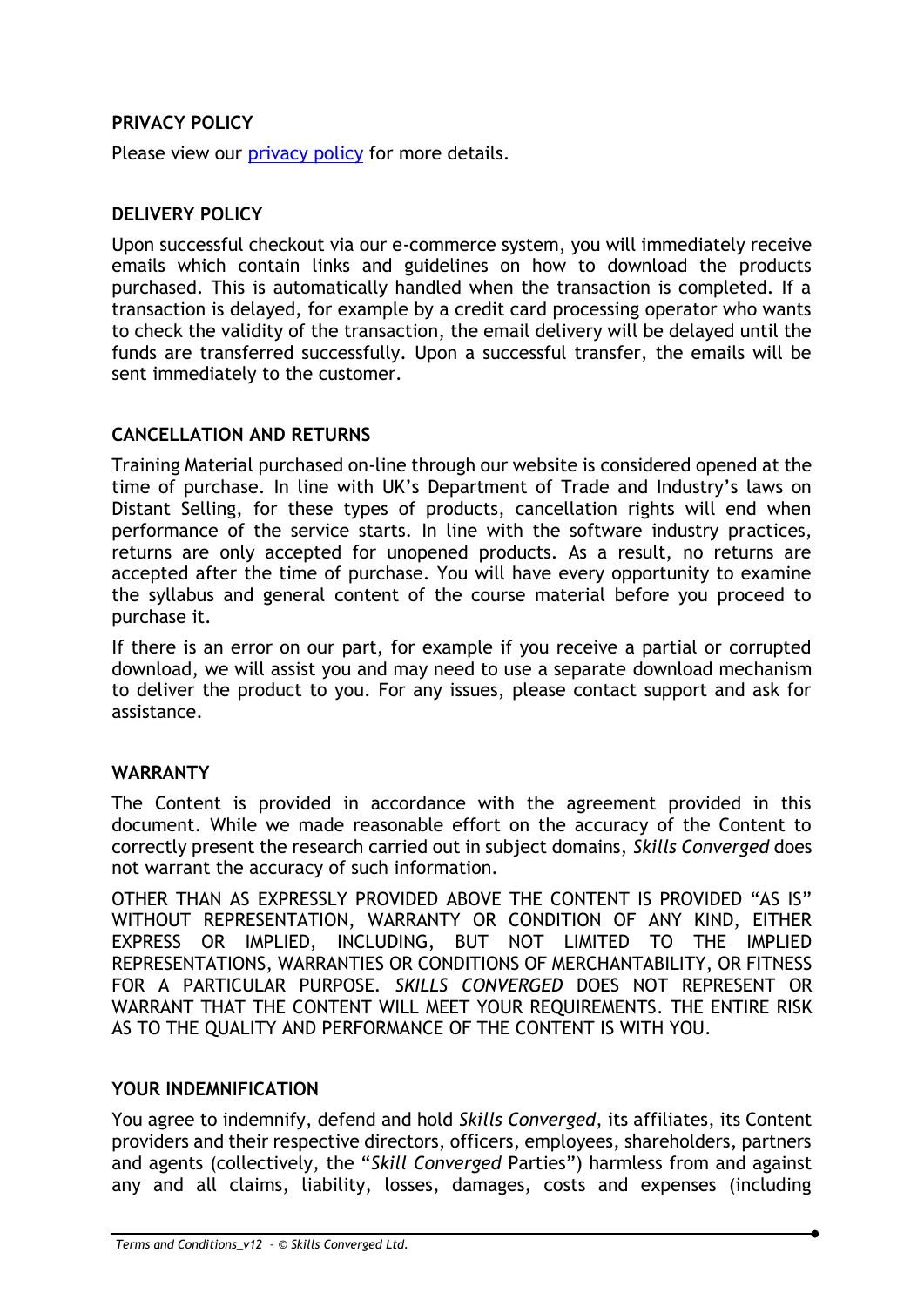**PRIVACY POLICY**

Please view our [privacy policy]() for more details.

**DELIVERY POLICY**

Upon successful checkout via our e-commerce system, you will immediately receive emails which contain links and guidelines on how to download the products purchased. This is automatically handled when the transaction is completed. If a transaction is delayed, for example by a credit card processing operator who wants to check the validity of the transaction, the email delivery will be delayed until the funds are transferred successfully. Upon a successful transfer, the emails will be sent immediately to the customer.

**CANCELLATION AND RETURNS**

Training Material purchased on-line through our website is considered opened at the time of purchase. In line with UK's Department of Trade and Industry's laws on Distant Selling, for these types of products, cancellation rights will end when performance of the service starts. In line with the software industry practices, returns are only accepted for unopened products. As a result, no returns are accepted after the time of purchase. You will have every opportunity to examine the syllabus and general content of the course material before you proceed to purchase it.

If there is an error on our part, for example if you receive a partial or corrupted download, we will assist you and may need to use a separate download mechanism to deliver the product to you. For any issues, please contact support and ask for assistance.

**WARRANTY**

The Content is provided in accordance with the agreement provided in this document. While we made reasonable effort on the accuracy of the Content to correctly present the research carried out in subject domains, *Skills Converged* does not warrant the accuracy of such information.

OTHER THAN AS EXPRESSLY PROVIDED ABOVE THE CONTENT IS PROVIDED "AS IS" WITHOUT REPRESENTATION, WARRANTY OR CONDITION OF ANY KIND, EITHER EXPRESS OR IMPLIED, INCLUDING, BUT NOT LIMITED TO THE IMPLIED REPRESENTATIONS, WARRANTIES OR CONDITIONS OF MERCHANTABILITY, OR FITNESS FOR A PARTICULAR PURPOSE. *SKILLS CONVERGED* DOES NOT REPRESENT OR WARRANT THAT THE CONTENT WILL MEET YOUR REQUIREMENTS. THE ENTIRE RISK AS TO THE QUALITY AND PERFORMANCE OF THE CONTENT IS WITH YOU.

**YOUR INDEMNIFICATION**

You agree to indemnify, defend and hold *Skills Converged*, its affiliates, its Content providers and their respective directors, officers, employees, shareholders, partners and agents (collectively, the "*Skill Converged* Parties") harmless from and against any and all claims, liability, losses, damages, costs and expenses (including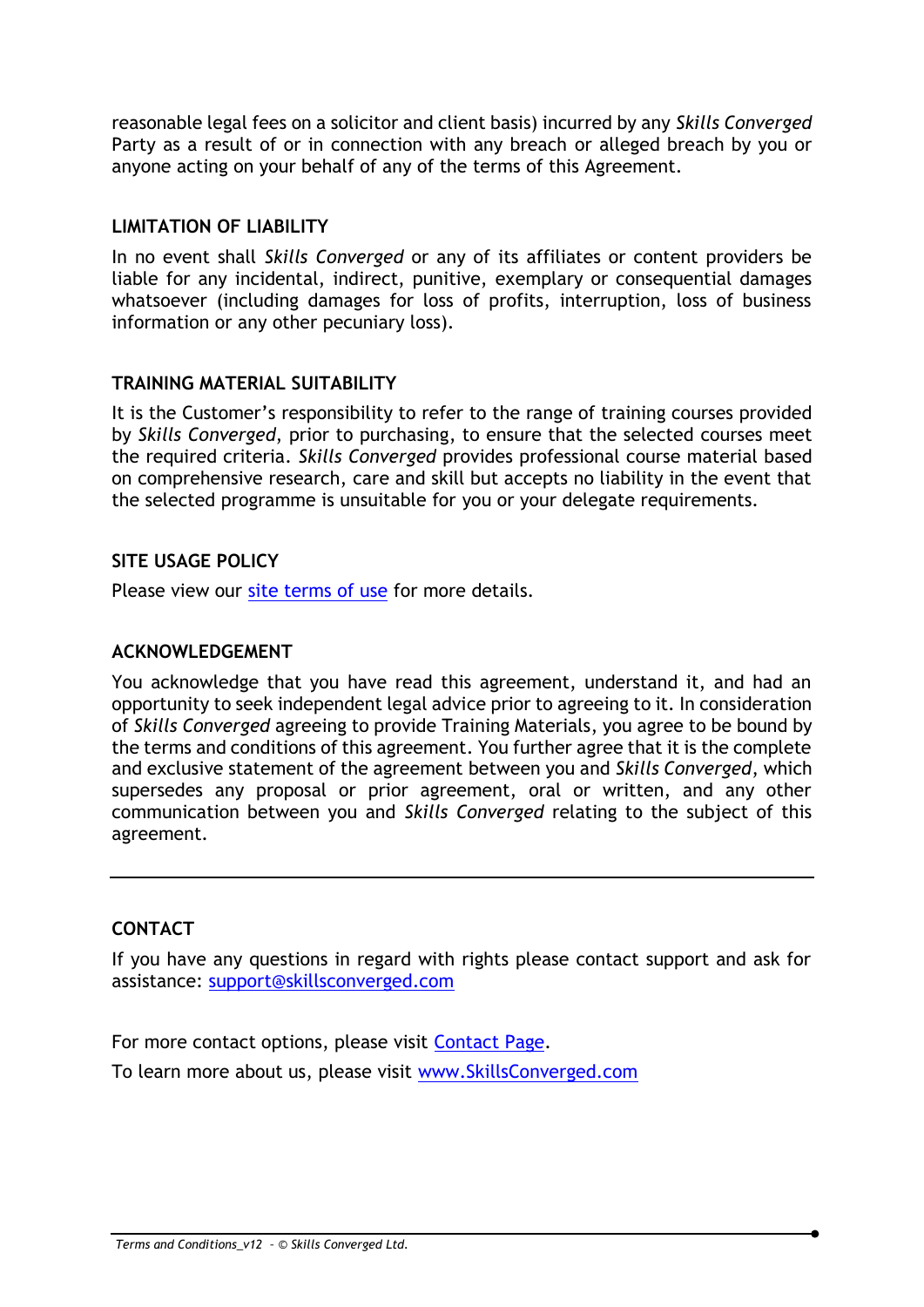reasonable legal fees on a solicitor and client basis) incurred by any *Skills Converged* Party as a result of or in connection with any breach or alleged breach by you or anyone acting on your behalf of any of the terms of this Agreement.

## LIMITATION OF LIABILITY

In no event shall *Skills Converged* or any of its affiliates or content providers be liable for any incidental, indirect, punitive, exemplary or consequential damages whatsoever (including damages for loss of profits, interruption, loss of business information or any other pecuniary loss).

## TRAINING MATERIAL SUITABILITY

It is the Customer's responsibility to refer to the range of training courses provided by *Skills Converged*, prior to purchasing, to ensure that the selected courses meet the required criteria. *Skills Converged* provides professional course material based on comprehensive research, care and skill but accepts no liability in the event that the selected programme is unsuitable for you or your delegate requirements.

## SITE USAGE POLICY

Please view our site terms of use for more details.

## ACKNOWLEDGEMENT

You acknowledge that you have read this agreement, understand it, and had an opportunity to seek independent legal advice prior to agreeing to it. In consideration of *Skills Converged* agreeing to provide Training Materials, you agree to be bound by the terms and conditions of this agreement. You further agree that it is the complete and exclusive statement of the agreement between you and *Skills Converged*, which supersedes any proposal or prior agreement, oral or written, and any other communication between you and *Skills Converged* relating to the subject of this agreement.

---

## CONTACT

If you have any questions in regard with rights please contact support and ask for assistance: support@skillsconverged.com

For more contact options, please visit Contact Page.

To learn more about us, please visit www.SkillsConverged.com